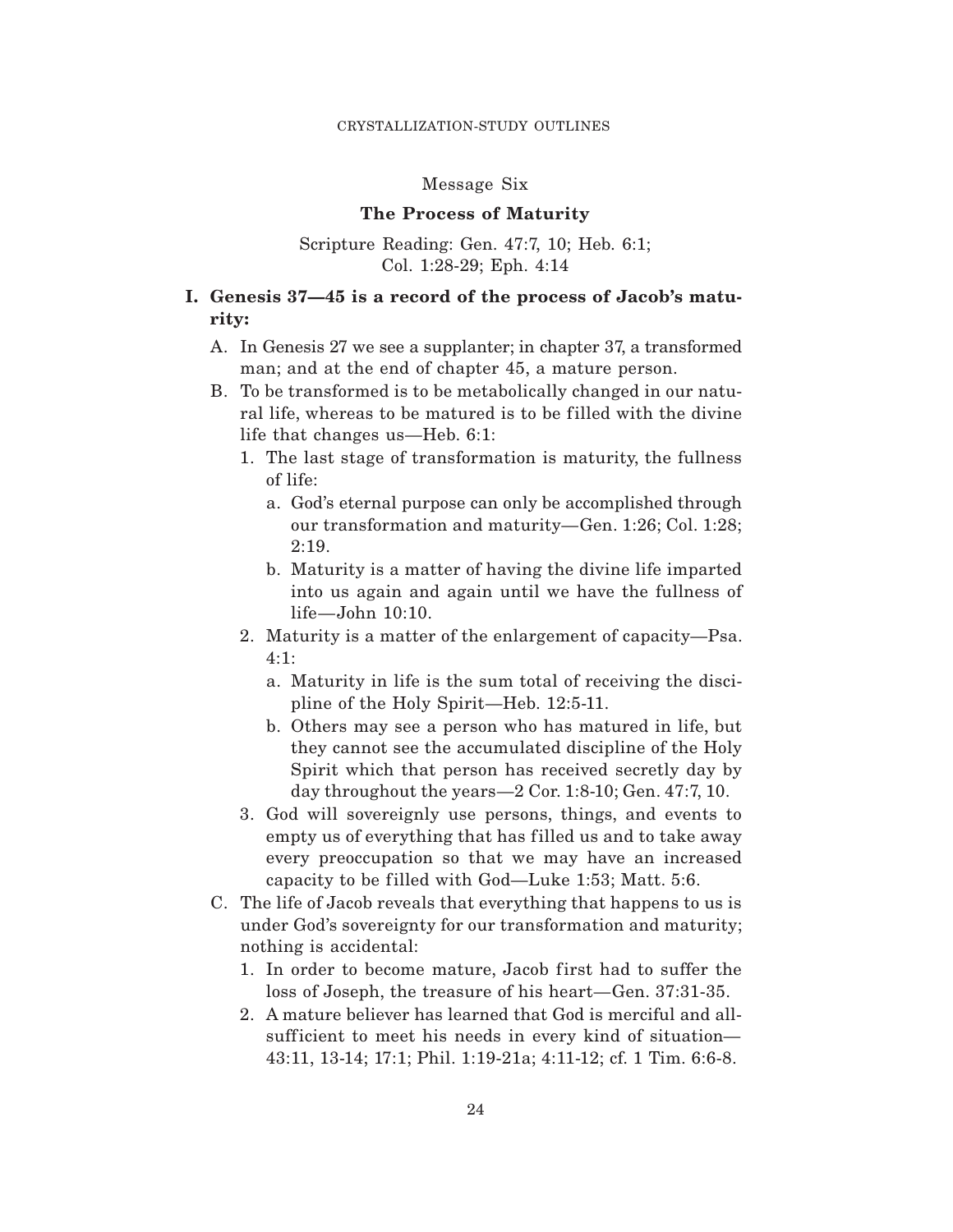## Message Six

### The Process of Maturity

Scripture Reading: Gen. 47:7, 10; Heb. 6:1; Col. 1:28-29; Eph. 4:14

**I. Genesis 37—45 is a record of the process of Jacob's maturity:**

A. In Genesis 27 we see a supplanter; in chapter 37, a transformed man; and at the end of chapter 45, a mature person.

B. To be transformed is to be metabolically changed in our natural life, whereas to be matured is to be filled with the divine life that changes us—Heb. 6:1:

1. The last stage of transformation is maturity, the fullness of life:
   a. God's eternal purpose can only be accomplished through our transformation and maturity—Gen. 1:26; Col. 1:28; 2:19.
   b. Maturity is a matter of having the divine life imparted into us again and again until we have the fullness of life—John 10:10.
2. Maturity is a matter of the enlargement of capacity—Psa. 4:1:
   a. Maturity in life is the sum total of receiving the discipline of the Holy Spirit—Heb. 12:5-11.
   b. Others may see a person who has matured in life, but they cannot see the accumulated discipline of the Holy Spirit which that person has received secretly day by day throughout the years—2 Cor. 1:8-10; Gen. 47:7, 10.
3. God will sovereignly use persons, things, and events to empty us of everything that has filled us and to take away every preoccupation so that we may have an increased capacity to be filled with God—Luke 1:53; Matt. 5:6.

C. The life of Jacob reveals that everything that happens to us is under God's sovereignty for our transformation and maturity; nothing is accidental:

1. In order to become mature, Jacob first had to suffer the loss of Joseph, the treasure of his heart—Gen. 37:31-35.
2. A mature believer has learned that God is merciful and all-sufficient to meet his needs in every kind of situation—43:11, 13-14; 17:1; Phil. 1:19-21a; 4:11-12; cf. 1 Tim. 6:6-8.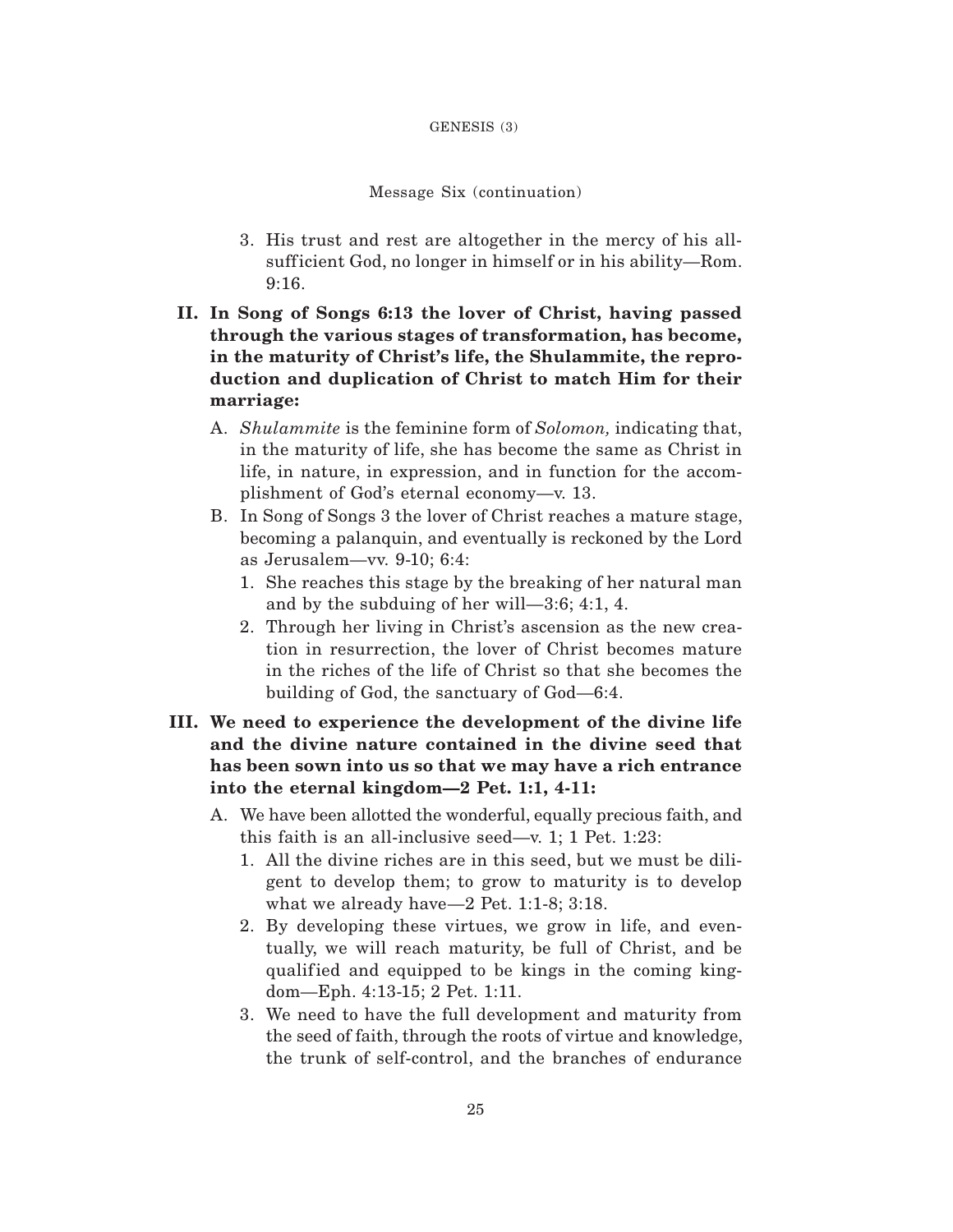Message Six (continuation)

3. His trust and rest are altogether in the mercy of his all-sufficient God, no longer in himself or in his ability—Rom. 9:16.

**II. In Song of Songs 6:13 the lover of Christ, having passed through the various stages of transformation, has become, in the maturity of Christ's life, the Shulammite, the reproduction and duplication of Christ to match Him for their marriage:**

A. *Shulammite* is the feminine form of *Solomon,* indicating that, in the maturity of life, she has become the same as Christ in life, in nature, in expression, and in function for the accomplishment of God's eternal economy—v. 13.

B. In Song of Songs 3 the lover of Christ reaches a mature stage, becoming a palanquin, and eventually is reckoned by the Lord as Jerusalem—vv. 9-10; 6:4:

1. She reaches this stage by the breaking of her natural man and by the subduing of her will—3:6; 4:1, 4.
2. Through her living in Christ's ascension as the new creation in resurrection, the lover of Christ becomes mature in the riches of the life of Christ so that she becomes the building of God, the sanctuary of God—6:4.

**III. We need to experience the development of the divine life and the divine nature contained in the divine seed that has been sown into us so that we may have a rich entrance into the eternal kingdom—2 Pet. 1:1, 4-11:**

A. We have been allotted the wonderful, equally precious faith, and this faith is an all-inclusive seed—v. 1; 1 Pet. 1:23:

1. All the divine riches are in this seed, but we must be diligent to develop them; to grow to maturity is to develop what we already have—2 Pet. 1:1-8; 3:18.
2. By developing these virtues, we grow in life, and eventually, we will reach maturity, be full of Christ, and be qualified and equipped to be kings in the coming kingdom—Eph. 4:13-15; 2 Pet. 1:11.
3. We need to have the full development and maturity from the seed of faith, through the roots of virtue and knowledge, the trunk of self-control, and the branches of endurance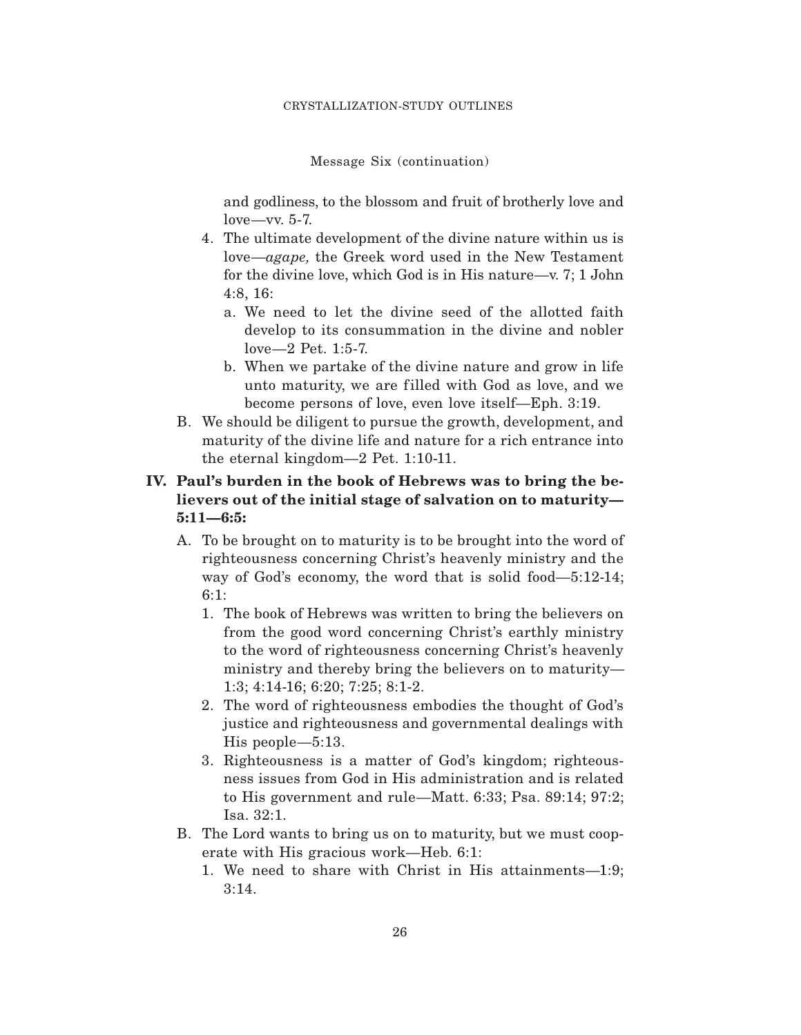Message Six (continuation)

and godliness, to the blossom and fruit of brotherly love and love—vv. 5-7.

4. The ultimate development of the divine nature within us is love—*agape,* the Greek word used in the New Testament for the divine love, which God is in His nature—v. 7; 1 John 4:8, 16:
   a. We need to let the divine seed of the allotted faith develop to its consummation in the divine and nobler love—2 Pet. 1:5-7.
   b. When we partake of the divine nature and grow in life unto maturity, we are filled with God as love, and we become persons of love, even love itself—Eph. 3:19.

B. We should be diligent to pursue the growth, development, and maturity of the divine life and nature for a rich entrance into the eternal kingdom—2 Pet. 1:10-11.

**IV. Paul's burden in the book of Hebrews was to bring the believers out of the initial stage of salvation on to maturity—5:11—6:5:**

A. To be brought on to maturity is to be brought into the word of righteousness concerning Christ's heavenly ministry and the way of God's economy, the word that is solid food—5:12-14; 6:1:
   1. The book of Hebrews was written to bring the believers on from the good word concerning Christ's earthly ministry to the word of righteousness concerning Christ's heavenly ministry and thereby bring the believers on to maturity—1:3; 4:14-16; 6:20; 7:25; 8:1-2.
   2. The word of righteousness embodies the thought of God's justice and righteousness and governmental dealings with His people—5:13.
   3. Righteousness is a matter of God's kingdom; righteousness issues from God in His administration and is related to His government and rule—Matt. 6:33; Psa. 89:14; 97:2; Isa. 32:1.

B. The Lord wants to bring us on to maturity, but we must cooperate with His gracious work—Heb. 6:1:
   1. We need to share with Christ in His attainments—1:9; 3:14.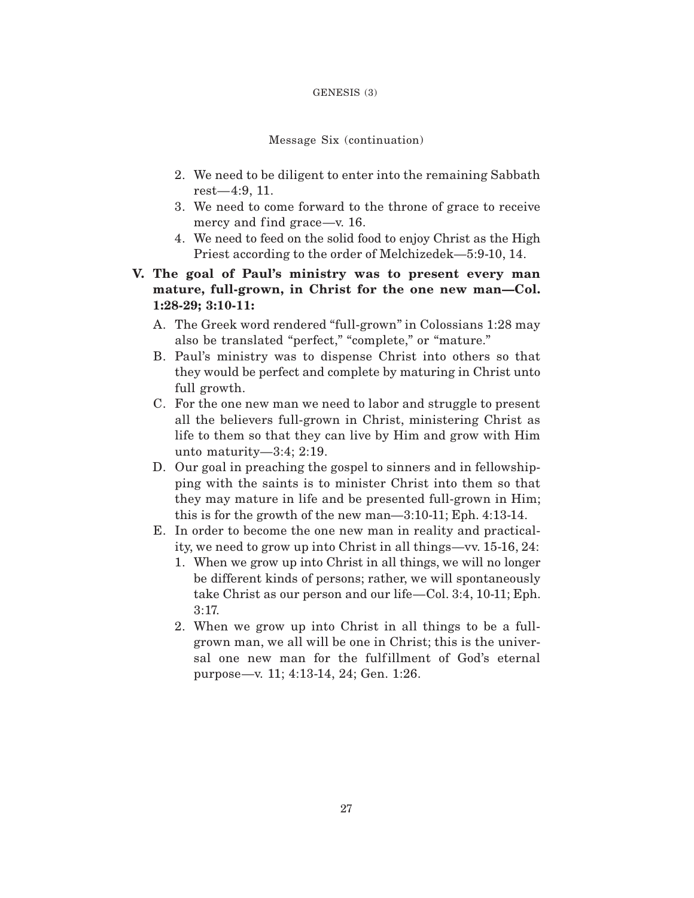Message Six (continuation)

2. We need to be diligent to enter into the remaining Sabbath rest—4:9, 11.
3. We need to come forward to the throne of grace to receive mercy and find grace—v. 16.
4. We need to feed on the solid food to enjoy Christ as the High Priest according to the order of Melchizedek—5:9-10, 14.

## V. The goal of Paul's ministry was to present every man mature, full-grown, in Christ for the one new man—Col. 1:28-29; 3:10-11:

A. The Greek word rendered "full-grown" in Colossians 1:28 may also be translated "perfect," "complete," or "mature."

B. Paul's ministry was to dispense Christ into others so that they would be perfect and complete by maturing in Christ unto full growth.

C. For the one new man we need to labor and struggle to present all the believers full-grown in Christ, ministering Christ as life to them so that they can live by Him and grow with Him unto maturity—3:4; 2:19.

D. Our goal in preaching the gospel to sinners and in fellowshipping with the saints is to minister Christ into them so that they may mature in life and be presented full-grown in Him; this is for the growth of the new man—3:10-11; Eph. 4:13-14.

E. In order to become the one new man in reality and practicality, we need to grow up into Christ in all things—vv. 15-16, 24:

1. When we grow up into Christ in all things, we will no longer be different kinds of persons; rather, we will spontaneously take Christ as our person and our life—Col. 3:4, 10-11; Eph. 3:17.
2. When we grow up into Christ in all things to be a full-grown man, we all will be one in Christ; this is the universal one new man for the fulfillment of God's eternal purpose—v. 11; 4:13-14, 24; Gen. 1:26.